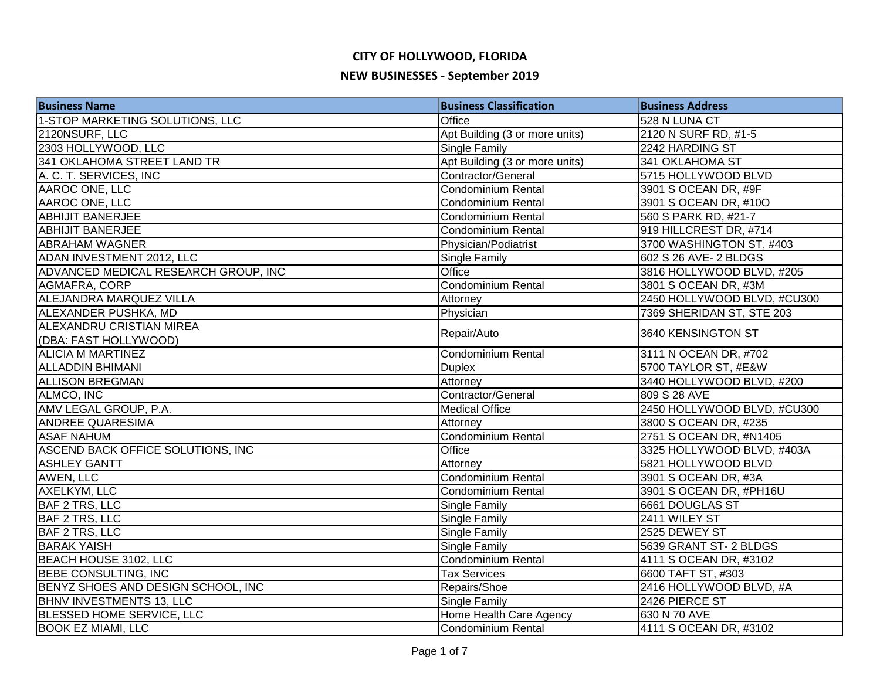# CITY OF HOLLYWOOD, FLORIDA

## NEW BUSINESSES - September 2019

| Business Name | Business Classification | Business Address |
|---|---|---|
| 1-STOP MARKETING SOLUTIONS, LLC | Office | 528 N LUNA CT |
| 2120NSURF, LLC | Apt Building (3 or more units) | 2120 N SURF RD, #1-5 |
| 2303 HOLLYWOOD, LLC | Single Family | 2242 HARDING ST |
| 341 OKLAHOMA STREET LAND TR | Apt Building (3 or more units) | 341 OKLAHOMA ST |
| A. C. T. SERVICES, INC | Contractor/General | 5715 HOLLYWOOD BLVD |
| AAROC ONE, LLC | Condominium Rental | 3901 S OCEAN DR, #9F |
| AAROC ONE, LLC | Condominium Rental | 3901 S OCEAN DR, #10O |
| ABHIJIT BANERJEE | Condominium Rental | 560 S PARK RD, #21-7 |
| ABHIJIT BANERJEE | Condominium Rental | 919 HILLCREST DR, #714 |
| ABRAHAM WAGNER | Physician/Podiatrist | 3700 WASHINGTON ST, #403 |
| ADAN INVESTMENT 2012, LLC | Single Family | 602 S 26 AVE- 2 BLDGS |
| ADVANCED MEDICAL RESEARCH GROUP, INC | Office | 3816 HOLLYWOOD BLVD, #205 |
| AGMAFRA, CORP | Condominium Rental | 3801 S OCEAN DR, #3M |
| ALEJANDRA MARQUEZ VILLA | Attorney | 2450 HOLLYWOOD BLVD, #CU300 |
| ALEXANDER PUSHKA, MD | Physician | 7369 SHERIDAN ST, STE 203 |
| ALEXANDRU CRISTIAN MIREA (DBA: FAST HOLLYWOOD) | Repair/Auto | 3640 KENSINGTON ST |
| ALICIA M MARTINEZ | Condominium Rental | 3111 N OCEAN DR, #702 |
| ALLADDIN BHIMANI | Duplex | 5700 TAYLOR ST, #E&W |
| ALLISON BREGMAN | Attorney | 3440 HOLLYWOOD BLVD, #200 |
| ALMCO, INC | Contractor/General | 809 S 28 AVE |
| AMV LEGAL GROUP, P.A. | Medical Office | 2450 HOLLYWOOD BLVD, #CU300 |
| ANDREE QUARESIMA | Attorney | 3800 S OCEAN DR, #235 |
| ASAF NAHUM | Condominium Rental | 2751 S OCEAN DR, #N1405 |
| ASCEND BACK OFFICE SOLUTIONS, INC | Office | 3325 HOLLYWOOD BLVD, #403A |
| ASHLEY GANTT | Attorney | 5821 HOLLYWOOD BLVD |
| AWEN, LLC | Condominium Rental | 3901 S OCEAN DR, #3A |
| AXELKYM, LLC | Condominium Rental | 3901 S OCEAN DR, #PH16U |
| BAF 2 TRS, LLC | Single Family | 6661 DOUGLAS ST |
| BAF 2 TRS, LLC | Single Family | 2411 WILEY ST |
| BAF 2 TRS, LLC | Single Family | 2525 DEWEY ST |
| BARAK YAISH | Single Family | 5639 GRANT ST- 2 BLDGS |
| BEACH HOUSE 3102, LLC | Condominium Rental | 4111 S OCEAN DR, #3102 |
| BEBE CONSULTING, INC | Tax Services | 6600 TAFT ST, #303 |
| BENYZ SHOES AND DESIGN SCHOOL, INC | Repairs/Shoe | 2416 HOLLYWOOD BLVD, #A |
| BHNV INVESTMENTS 13, LLC | Single Family | 2426 PIERCE ST |
| BLESSED HOME SERVICE, LLC | Home Health Care Agency | 630 N 70 AVE |
| BOOK EZ MIAMI, LLC | Condominium Rental | 4111 S OCEAN DR, #3102 |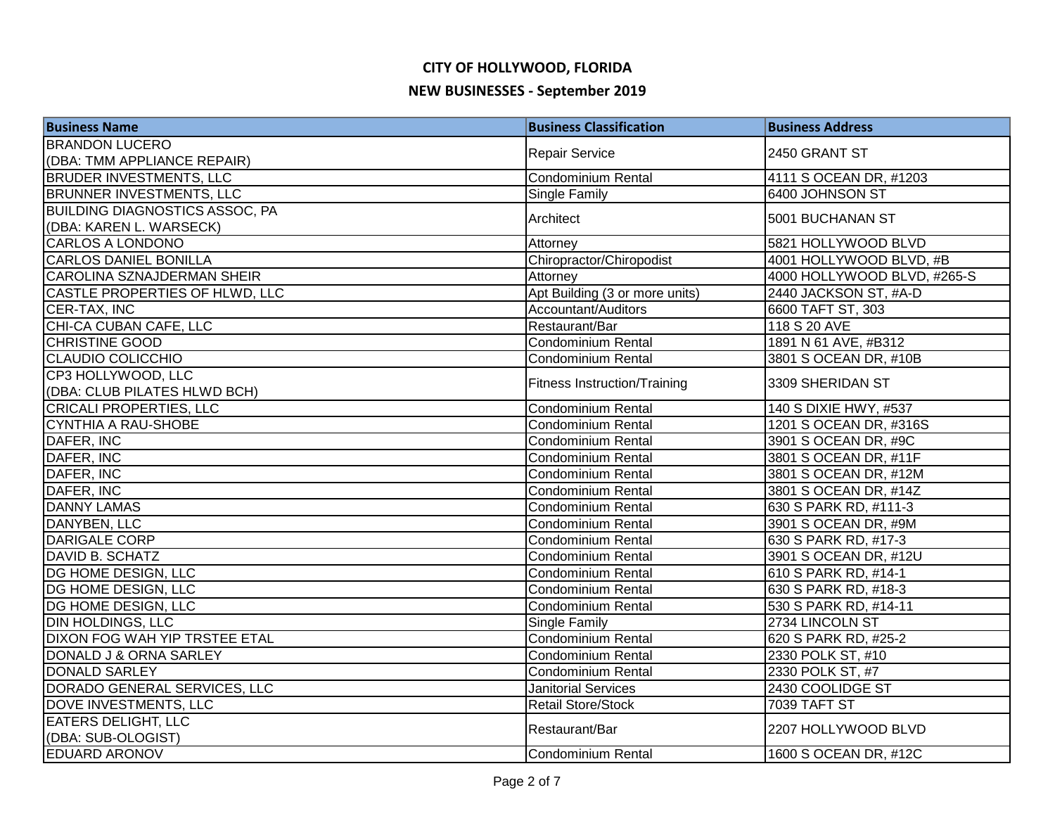# CITY OF HOLLYWOOD, FLORIDA

## NEW BUSINESSES - September 2019

| Business Name | Business Classification | Business Address |
|---|---|---|
| BRANDON LUCERO (DBA: TMM APPLIANCE REPAIR) | Repair Service | 2450 GRANT ST |
| BRUDER INVESTMENTS, LLC | Condominium Rental | 4111 S OCEAN DR, #1203 |
| BRUNNER INVESTMENTS, LLC | Single Family | 6400 JOHNSON ST |
| BUILDING DIAGNOSTICS ASSOC, PA (DBA: KAREN L. WARSECK) | Architect | 5001 BUCHANAN ST |
| CARLOS A LONDONO | Attorney | 5821 HOLLYWOOD BLVD |
| CARLOS DANIEL BONILLA | Chiropractor/Chiropodist | 4001 HOLLYWOOD BLVD, #B |
| CAROLINA SZNAJDERMAN SHEIR | Attorney | 4000 HOLLYWOOD BLVD, #265-S |
| CASTLE PROPERTIES OF HLWD, LLC | Apt Building (3 or more units) | 2440 JACKSON ST, #A-D |
| CER-TAX, INC | Accountant/Auditors | 6600 TAFT ST, 303 |
| CHI-CA CUBAN CAFE, LLC | Restaurant/Bar | 118 S 20 AVE |
| CHRISTINE GOOD | Condominium Rental | 1891 N 61 AVE, #B312 |
| CLAUDIO COLICCHIO | Condominium Rental | 3801 S OCEAN DR, #10B |
| CP3 HOLLYWOOD, LLC (DBA: CLUB PILATES HLWD BCH) | Fitness Instruction/Training | 3309 SHERIDAN ST |
| CRICALI PROPERTIES, LLC | Condominium Rental | 140 S DIXIE HWY, #537 |
| CYNTHIA A RAU-SHOBE | Condominium Rental | 1201 S OCEAN DR, #316S |
| DAFER, INC | Condominium Rental | 3901 S OCEAN DR, #9C |
| DAFER, INC | Condominium Rental | 3801 S OCEAN DR, #11F |
| DAFER, INC | Condominium Rental | 3801 S OCEAN DR, #12M |
| DAFER, INC | Condominium Rental | 3801 S OCEAN DR, #14Z |
| DANNY LAMAS | Condominium Rental | 630 S PARK RD, #111-3 |
| DANYBEN, LLC | Condominium Rental | 3901 S OCEAN DR, #9M |
| DARIGALE CORP | Condominium Rental | 630 S PARK RD, #17-3 |
| DAVID B. SCHATZ | Condominium Rental | 3901 S OCEAN DR, #12U |
| DG HOME DESIGN, LLC | Condominium Rental | 610 S PARK RD, #14-1 |
| DG HOME DESIGN, LLC | Condominium Rental | 630 S PARK RD, #18-3 |
| DG HOME DESIGN, LLC | Condominium Rental | 530 S PARK RD, #14-11 |
| DIN HOLDINGS, LLC | Single Family | 2734 LINCOLN ST |
| DIXON FOG WAH YIP TRSTEE ETAL | Condominium Rental | 620 S PARK RD, #25-2 |
| DONALD J & ORNA SARLEY | Condominium Rental | 2330 POLK ST, #10 |
| DONALD SARLEY | Condominium Rental | 2330 POLK ST, #7 |
| DORADO GENERAL SERVICES, LLC | Janitorial Services | 2430 COOLIDGE ST |
| DOVE INVESTMENTS, LLC | Retail Store/Stock | 7039 TAFT ST |
| EATERS DELIGHT, LLC (DBA: SUB-OLOGIST) | Restaurant/Bar | 2207 HOLLYWOOD BLVD |
| EDUARD ARONOV | Condominium Rental | 1600 S OCEAN DR, #12C |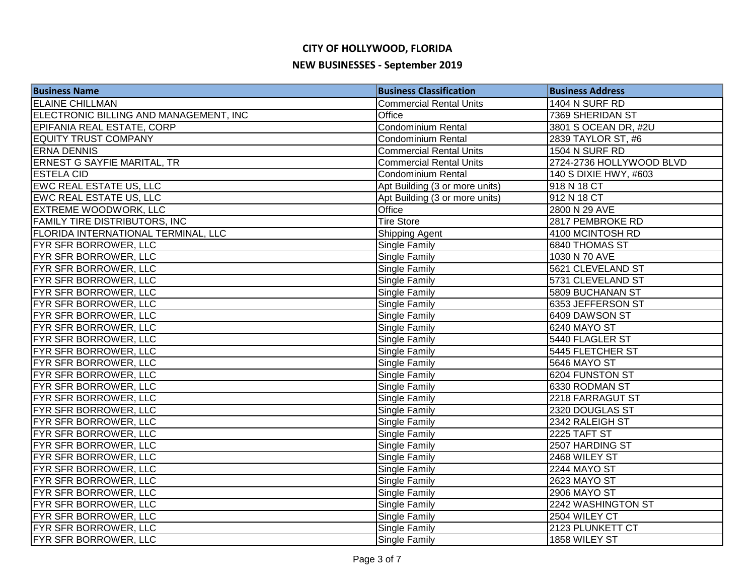# CITY OF HOLLYWOOD, FLORIDA

## NEW BUSINESSES - September 2019

| Business Name | Business Classification | Business Address |
|---|---|---|
| ELAINE CHILLMAN | Commercial Rental Units | 1404 N SURF RD |
| ELECTRONIC BILLING AND MANAGEMENT, INC | Office | 7369 SHERIDAN ST |
| EPIFANIA REAL ESTATE, CORP | Condominium Rental | 3801 S OCEAN DR, #2U |
| EQUITY TRUST COMPANY | Condominium Rental | 2839 TAYLOR ST, #6 |
| ERNA DENNIS | Commercial Rental Units | 1504 N SURF RD |
| ERNEST G SAYFIE MARITAL, TR | Commercial Rental Units | 2724-2736 HOLLYWOOD BLVD |
| ESTELA CID | Condominium Rental | 140 S DIXIE HWY, #603 |
| EWC REAL ESTATE US, LLC | Apt Building (3 or more units) | 918 N 18 CT |
| EWC REAL ESTATE US, LLC | Apt Building (3 or more units) | 912 N 18 CT |
| EXTREME WOODWORK, LLC | Office | 2800 N 29 AVE |
| FAMILY TIRE DISTRIBUTORS, INC | Tire Store | 2817 PEMBROKE RD |
| FLORIDA INTERNATIONAL TERMINAL, LLC | Shipping Agent | 4100 MCINTOSH RD |
| FYR SFR BORROWER, LLC | Single Family | 6840 THOMAS ST |
| FYR SFR BORROWER, LLC | Single Family | 1030 N 70 AVE |
| FYR SFR BORROWER, LLC | Single Family | 5621 CLEVELAND ST |
| FYR SFR BORROWER, LLC | Single Family | 5731 CLEVELAND ST |
| FYR SFR BORROWER, LLC | Single Family | 5809 BUCHANAN ST |
| FYR SFR BORROWER, LLC | Single Family | 6353 JEFFERSON ST |
| FYR SFR BORROWER, LLC | Single Family | 6409 DAWSON ST |
| FYR SFR BORROWER, LLC | Single Family | 6240 MAYO ST |
| FYR SFR BORROWER, LLC | Single Family | 5440 FLAGLER ST |
| FYR SFR BORROWER, LLC | Single Family | 5445 FLETCHER ST |
| FYR SFR BORROWER, LLC | Single Family | 5646 MAYO ST |
| FYR SFR BORROWER, LLC | Single Family | 6204 FUNSTON ST |
| FYR SFR BORROWER, LLC | Single Family | 6330 RODMAN ST |
| FYR SFR BORROWER, LLC | Single Family | 2218 FARRAGUT ST |
| FYR SFR BORROWER, LLC | Single Family | 2320 DOUGLAS ST |
| FYR SFR BORROWER, LLC | Single Family | 2342 RALEIGH ST |
| FYR SFR BORROWER, LLC | Single Family | 2225 TAFT ST |
| FYR SFR BORROWER, LLC | Single Family | 2507 HARDING ST |
| FYR SFR BORROWER, LLC | Single Family | 2468 WILEY ST |
| FYR SFR BORROWER, LLC | Single Family | 2244 MAYO ST |
| FYR SFR BORROWER, LLC | Single Family | 2623 MAYO ST |
| FYR SFR BORROWER, LLC | Single Family | 2906 MAYO ST |
| FYR SFR BORROWER, LLC | Single Family | 2242 WASHINGTON ST |
| FYR SFR BORROWER, LLC | Single Family | 2504 WILEY CT |
| FYR SFR BORROWER, LLC | Single Family | 2123 PLUNKETT CT |
| FYR SFR BORROWER, LLC | Single Family | 1858 WILEY ST |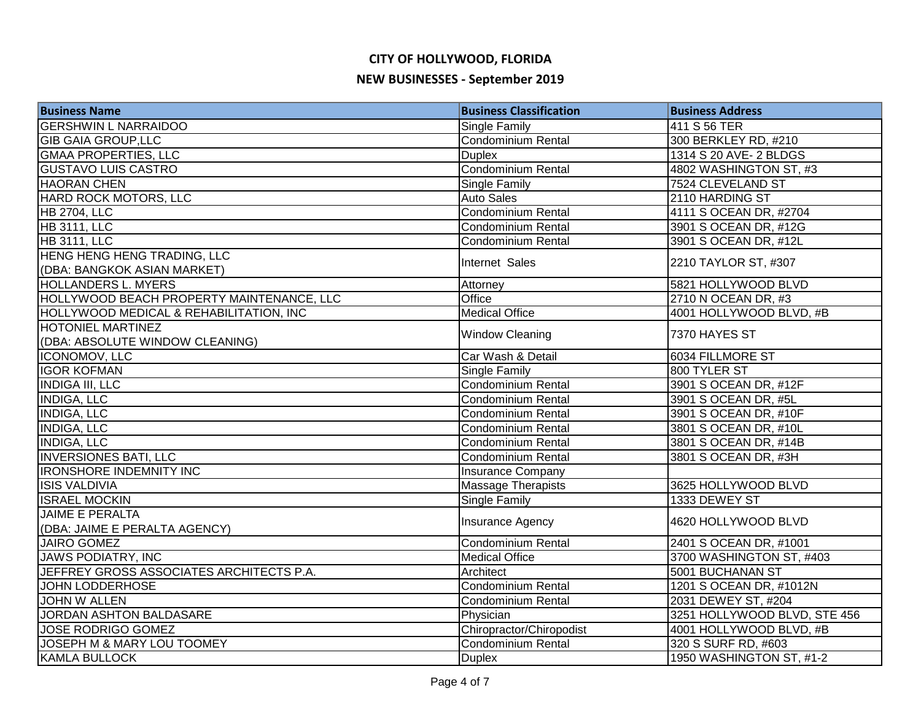# CITY OF HOLLYWOOD, FLORIDA

## NEW BUSINESSES - September 2019

| Business Name | Business Classification | Business Address |
|---|---|---|
| GERSHWIN L NARRAIDOO | Single Family | 411 S 56 TER |
| GIB GAIA GROUP,LLC | Condominium Rental | 300 BERKLEY RD, #210 |
| GMAA PROPERTIES, LLC | Duplex | 1314 S 20 AVE- 2 BLDGS |
| GUSTAVO LUIS CASTRO | Condominium Rental | 4802 WASHINGTON ST, #3 |
| HAORAN CHEN | Single Family | 7524 CLEVELAND ST |
| HARD ROCK MOTORS, LLC | Auto Sales | 2110 HARDING ST |
| HB 2704, LLC | Condominium Rental | 4111 S OCEAN DR, #2704 |
| HB 3111, LLC | Condominium Rental | 3901 S OCEAN DR, #12G |
| HB 3111, LLC | Condominium Rental | 3901 S OCEAN DR, #12L |
| HENG HENG HENG TRADING, LLC (DBA: BANGKOK ASIAN MARKET) | Internet Sales | 2210 TAYLOR ST, #307 |
| HOLLANDERS L. MYERS | Attorney | 5821 HOLLYWOOD BLVD |
| HOLLYWOOD BEACH PROPERTY MAINTENANCE, LLC | Office | 2710 N OCEAN DR, #3 |
| HOLLYWOOD MEDICAL & REHABILITATION, INC | Medical Office | 4001 HOLLYWOOD BLVD, #B |
| HOTONIEL MARTINEZ (DBA: ABSOLUTE WINDOW CLEANING) | Window Cleaning | 7370 HAYES ST |
| ICONOMOV, LLC | Car Wash & Detail | 6034 FILLMORE ST |
| IGOR KOFMAN | Single Family | 800 TYLER ST |
| INDIGA III, LLC | Condominium Rental | 3901 S OCEAN DR, #12F |
| INDIGA, LLC | Condominium Rental | 3901 S OCEAN DR, #5L |
| INDIGA, LLC | Condominium Rental | 3901 S OCEAN DR, #10F |
| INDIGA, LLC | Condominium Rental | 3801 S OCEAN DR, #10L |
| INDIGA, LLC | Condominium Rental | 3801 S OCEAN DR, #14B |
| INVERSIONES BATI, LLC | Condominium Rental | 3801 S OCEAN DR, #3H |
| IRONSHORE INDEMNITY INC | Insurance Company | |
| ISIS VALDIVIA | Massage Therapists | 3625 HOLLYWOOD BLVD |
| ISRAEL MOCKIN | Single Family | 1333 DEWEY ST |
| JAIME E PERALTA (DBA: JAIME E PERALTA AGENCY) | Insurance Agency | 4620 HOLLYWOOD BLVD |
| JAIRO GOMEZ | Condominium Rental | 2401 S OCEAN DR, #1001 |
| JAWS PODIATRY, INC | Medical Office | 3700 WASHINGTON ST, #403 |
| JEFFREY GROSS ASSOCIATES ARCHITECTS P.A. | Architect | 5001 BUCHANAN ST |
| JOHN LODDERHOSE | Condominium Rental | 1201 S OCEAN DR, #1012N |
| JOHN W ALLEN | Condominium Rental | 2031 DEWEY ST, #204 |
| JORDAN ASHTON BALDASARE | Physician | 3251 HOLLYWOOD BLVD, STE 456 |
| JOSE RODRIGO GOMEZ | Chiropractor/Chiropodist | 4001 HOLLYWOOD BLVD, #B |
| JOSEPH M & MARY LOU TOOMEY | Condominium Rental | 320 S SURF RD, #603 |
| KAMLA BULLOCK | Duplex | 1950 WASHINGTON ST, #1-2 |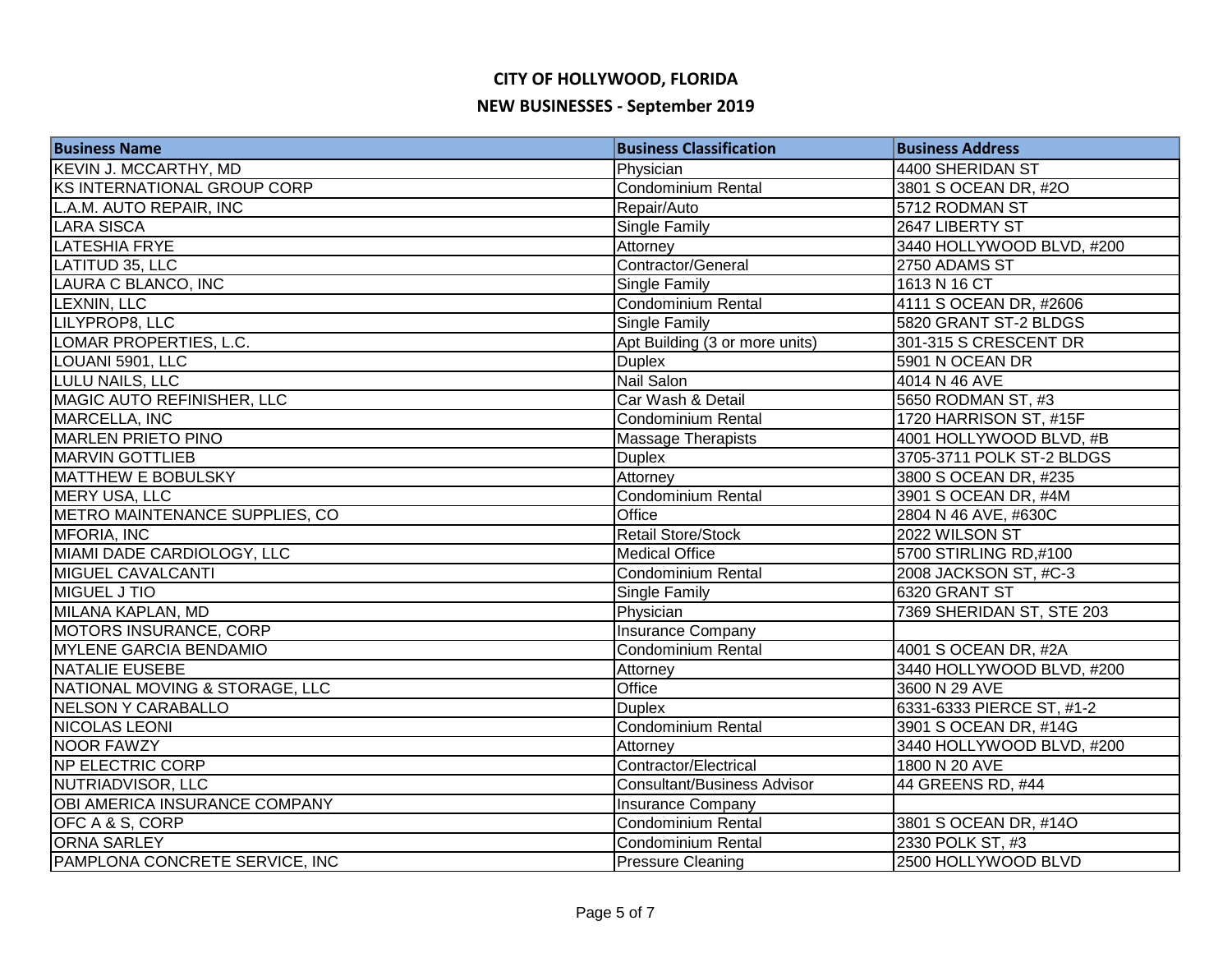# CITY OF HOLLYWOOD, FLORIDA

## NEW BUSINESSES - September 2019

| Business Name | Business Classification | Business Address |
|---|---|---|
| KEVIN J. MCCARTHY, MD | Physician | 4400 SHERIDAN ST |
| KS INTERNATIONAL GROUP CORP | Condominium Rental | 3801 S OCEAN DR, #2O |
| L.A.M. AUTO REPAIR, INC | Repair/Auto | 5712 RODMAN ST |
| LARA SISCA | Single Family | 2647 LIBERTY ST |
| LATESHIA FRYE | Attorney | 3440 HOLLYWOOD BLVD, #200 |
| LATITUD 35, LLC | Contractor/General | 2750 ADAMS ST |
| LAURA C BLANCO, INC | Single Family | 1613 N 16 CT |
| LEXNIN, LLC | Condominium Rental | 4111 S OCEAN DR, #2606 |
| LILYPROP8, LLC | Single Family | 5820 GRANT ST-2 BLDGS |
| LOMAR PROPERTIES, L.C. | Apt Building (3 or more units) | 301-315 S CRESCENT DR |
| LOUANI 5901, LLC | Duplex | 5901 N OCEAN DR |
| LULU NAILS, LLC | Nail Salon | 4014 N 46 AVE |
| MAGIC AUTO REFINISHER, LLC | Car Wash & Detail | 5650 RODMAN ST, #3 |
| MARCELLA, INC | Condominium Rental | 1720 HARRISON ST, #15F |
| MARLEN PRIETO PINO | Massage Therapists | 4001 HOLLYWOOD BLVD, #B |
| MARVIN GOTTLIEB | Duplex | 3705-3711 POLK ST-2 BLDGS |
| MATTHEW E BOBULSKY | Attorney | 3800 S OCEAN DR, #235 |
| MERY USA, LLC | Condominium Rental | 3901 S OCEAN DR, #4M |
| METRO MAINTENANCE SUPPLIES, CO | Office | 2804 N 46 AVE, #630C |
| MFORIA, INC | Retail Store/Stock | 2022 WILSON ST |
| MIAMI DADE CARDIOLOGY, LLC | Medical Office | 5700 STIRLING RD,#100 |
| MIGUEL CAVALCANTI | Condominium Rental | 2008 JACKSON ST, #C-3 |
| MIGUEL J TIO | Single Family | 6320 GRANT ST |
| MILANA KAPLAN, MD | Physician | 7369 SHERIDAN ST, STE 203 |
| MOTORS INSURANCE, CORP | Insurance Company | |
| MYLENE GARCIA BENDAMIO | Condominium Rental | 4001 S OCEAN DR, #2A |
| NATALIE EUSEBE | Attorney | 3440 HOLLYWOOD BLVD, #200 |
| NATIONAL MOVING & STORAGE, LLC | Office | 3600 N 29 AVE |
| NELSON Y CARABALLO | Duplex | 6331-6333 PIERCE ST, #1-2 |
| NICOLAS LEONI | Condominium Rental | 3901 S OCEAN DR, #14G |
| NOOR FAWZY | Attorney | 3440 HOLLYWOOD BLVD, #200 |
| NP ELECTRIC CORP | Contractor/Electrical | 1800 N 20 AVE |
| NUTRIADVISOR, LLC | Consultant/Business Advisor | 44 GREENS RD, #44 |
| OBI AMERICA INSURANCE COMPANY | Insurance Company | |
| OFC A & S, CORP | Condominium Rental | 3801 S OCEAN DR, #14O |
| ORNA SARLEY | Condominium Rental | 2330 POLK ST, #3 |
| PAMPLONA CONCRETE SERVICE, INC | Pressure Cleaning | 2500 HOLLYWOOD BLVD |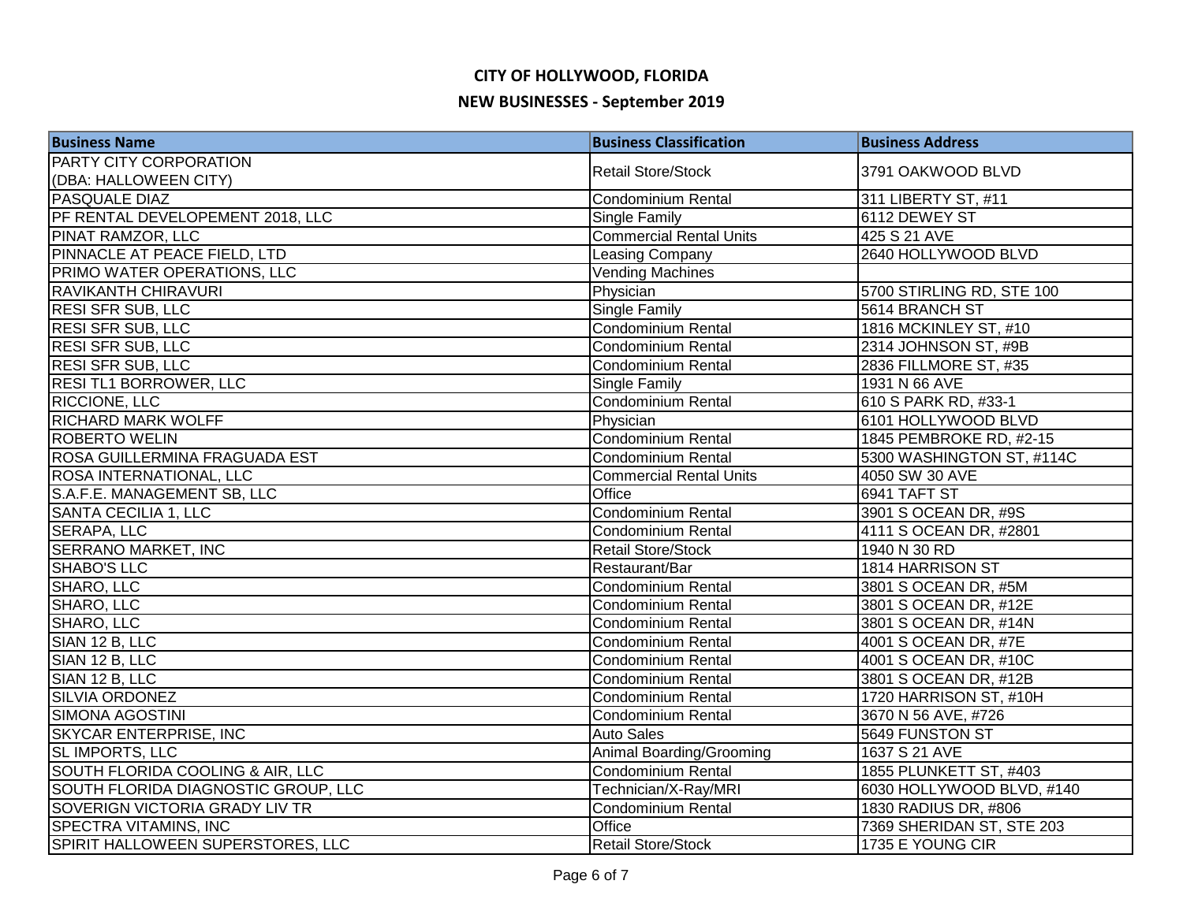# CITY OF HOLLYWOOD, FLORIDA

## NEW BUSINESSES - September 2019

| Business Name | Business Classification | Business Address |
|---|---|---|
| PARTY CITY CORPORATION (DBA: HALLOWEEN CITY) | Retail Store/Stock | 3791 OAKWOOD BLVD |
| PASQUALE DIAZ | Condominium Rental | 311 LIBERTY ST, #11 |
| PF RENTAL DEVELOPEMENT 2018, LLC | Single Family | 6112 DEWEY ST |
| PINAT RAMZOR, LLC | Commercial Rental Units | 425 S 21 AVE |
| PINNACLE AT PEACE FIELD, LTD | Leasing Company | 2640 HOLLYWOOD BLVD |
| PRIMO WATER OPERATIONS, LLC | Vending Machines | |
| RAVIKANTH CHIRAVURI | Physician | 5700 STIRLING RD, STE 100 |
| RESI SFR SUB, LLC | Single Family | 5614 BRANCH ST |
| RESI SFR SUB, LLC | Condominium Rental | 1816 MCKINLEY ST, #10 |
| RESI SFR SUB, LLC | Condominium Rental | 2314 JOHNSON ST, #9B |
| RESI SFR SUB, LLC | Condominium Rental | 2836 FILLMORE ST, #35 |
| RESI TL1 BORROWER, LLC | Single Family | 1931 N 66 AVE |
| RICCIONE, LLC | Condominium Rental | 610 S PARK RD, #33-1 |
| RICHARD MARK WOLFF | Physician | 6101 HOLLYWOOD BLVD |
| ROBERTO WELIN | Condominium Rental | 1845 PEMBROKE RD, #2-15 |
| ROSA GUILLERMINA FRAGUADA EST | Condominium Rental | 5300 WASHINGTON ST, #114C |
| ROSA INTERNATIONAL, LLC | Commercial Rental Units | 4050 SW 30 AVE |
| S.A.F.E. MANAGEMENT SB, LLC | Office | 6941 TAFT ST |
| SANTA CECILIA 1, LLC | Condominium Rental | 3901 S OCEAN DR, #9S |
| SERAPA, LLC | Condominium Rental | 4111 S OCEAN DR, #2801 |
| SERRANO MARKET, INC | Retail Store/Stock | 1940 N 30 RD |
| SHABO'S LLC | Restaurant/Bar | 1814 HARRISON ST |
| SHARO, LLC | Condominium Rental | 3801 S OCEAN DR, #5M |
| SHARO, LLC | Condominium Rental | 3801 S OCEAN DR, #12E |
| SHARO, LLC | Condominium Rental | 3801 S OCEAN DR, #14N |
| SIAN 12 B, LLC | Condominium Rental | 4001 S OCEAN DR, #7E |
| SIAN 12 B, LLC | Condominium Rental | 4001 S OCEAN DR, #10C |
| SIAN 12 B, LLC | Condominium Rental | 3801 S OCEAN DR, #12B |
| SILVIA ORDONEZ | Condominium Rental | 1720 HARRISON ST, #10H |
| SIMONA AGOSTINI | Condominium Rental | 3670 N 56 AVE, #726 |
| SKYCAR ENTERPRISE, INC | Auto Sales | 5649 FUNSTON ST |
| SL IMPORTS, LLC | Animal Boarding/Grooming | 1637 S 21 AVE |
| SOUTH FLORIDA COOLING & AIR, LLC | Condominium Rental | 1855 PLUNKETT ST, #403 |
| SOUTH FLORIDA DIAGNOSTIC GROUP, LLC | Technician/X-Ray/MRI | 6030 HOLLYWOOD BLVD, #140 |
| SOVERIGN VICTORIA GRADY LIV TR | Condominium Rental | 1830 RADIUS DR, #806 |
| SPECTRA VITAMINS, INC | Office | 7369 SHERIDAN ST, STE 203 |
| SPIRIT HALLOWEEN SUPERSTORES, LLC | Retail Store/Stock | 1735 E YOUNG CIR |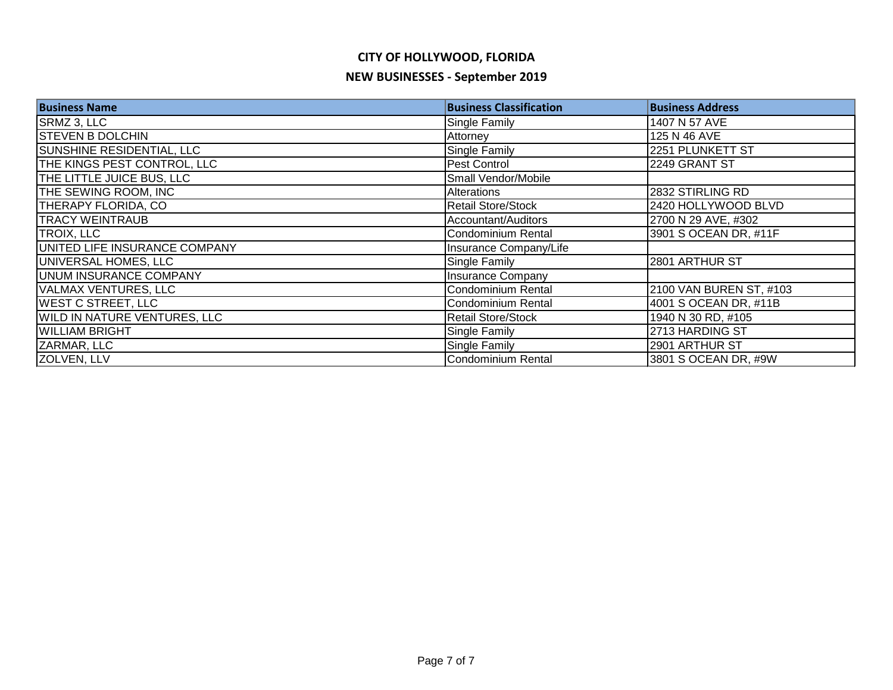# CITY OF HOLLYWOOD, FLORIDA

## NEW BUSINESSES - September 2019

| Business Name | Business Classification | Business Address |
| --- | --- | --- |
| SRMZ 3, LLC | Single Family | 1407 N 57 AVE |
| STEVEN B DOLCHIN | Attorney | 125 N 46 AVE |
| SUNSHINE RESIDENTIAL, LLC | Single Family | 2251 PLUNKETT ST |
| THE KINGS PEST CONTROL, LLC | Pest Control | 2249 GRANT ST |
| THE LITTLE JUICE BUS, LLC | Small Vendor/Mobile | |
| THE SEWING ROOM, INC | Alterations | 2832 STIRLING RD |
| THERAPY FLORIDA, CO | Retail Store/Stock | 2420 HOLLYWOOD BLVD |
| TRACY WEINTRAUB | Accountant/Auditors | 2700 N 29 AVE, #302 |
| TROIX, LLC | Condominium Rental | 3901 S OCEAN DR, #11F |
| UNITED LIFE INSURANCE COMPANY | Insurance Company/Life | |
| UNIVERSAL HOMES, LLC | Single Family | 2801 ARTHUR ST |
| UNUM INSURANCE COMPANY | Insurance Company | |
| VALMAX VENTURES, LLC | Condominium Rental | 2100 VAN BUREN ST, #103 |
| WEST C STREET, LLC | Condominium Rental | 4001 S OCEAN DR, #11B |
| WILD IN NATURE VENTURES, LLC | Retail Store/Stock | 1940 N 30 RD, #105 |
| WILLIAM BRIGHT | Single Family | 2713 HARDING ST |
| ZARMAR, LLC | Single Family | 2901 ARTHUR ST |
| ZOLVEN, LLV | Condominium Rental | 3801 S OCEAN DR, #9W |